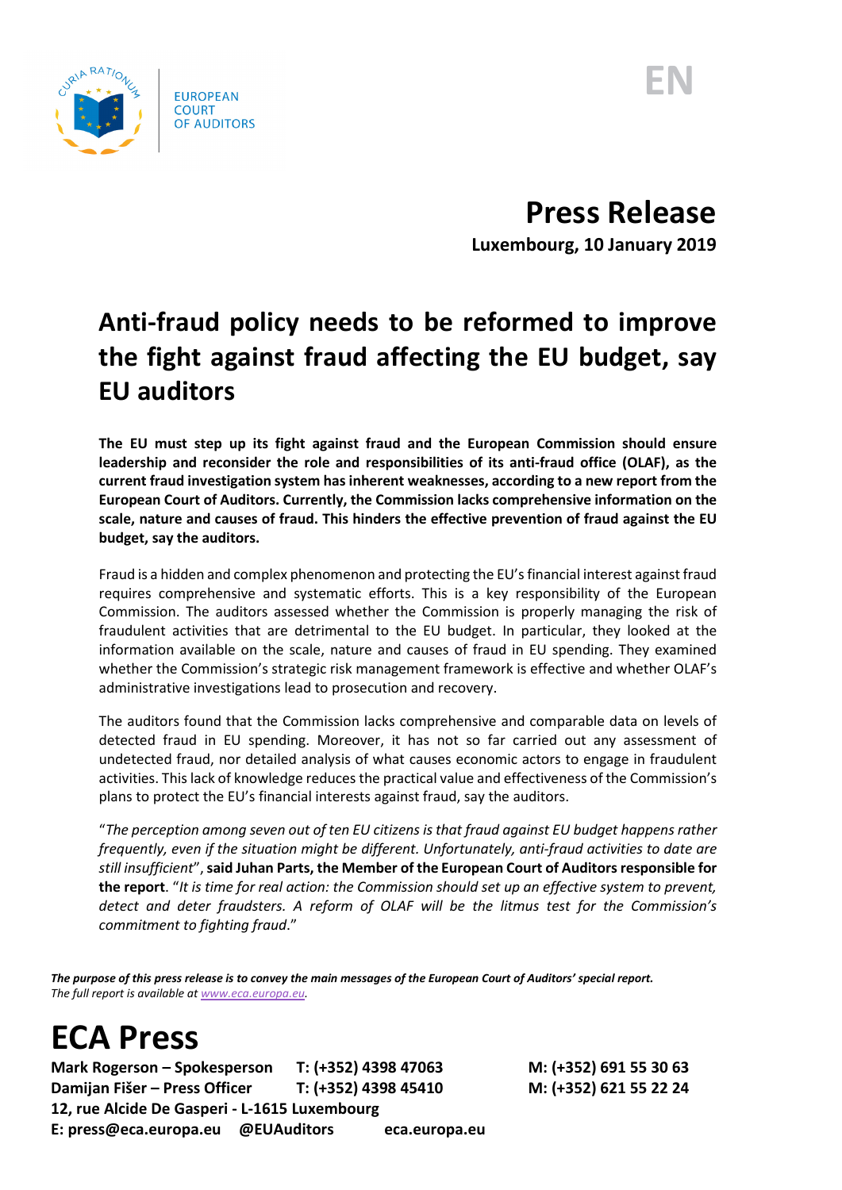EUROPEAN COURT OF AUDITORS

EN

# Press Release

**Luxembourg, 10 January 2019**

## Anti-fraud policy needs to be reformed to improve the fight against fraud affecting the EU budget, say EU auditors

**The EU must step up its fight against fraud and the European Commission should ensure leadership and reconsider the role and responsibilities of its anti-fraud office (OLAF), as the current fraud investigation system has inherent weaknesses, according to a new report from the European Court of Auditors. Currently, the Commission lacks comprehensive information on the scale, nature and causes of fraud. This hinders the effective prevention of fraud against the EU budget, say the auditors.**

Fraud is a hidden and complex phenomenon and protecting the EU's financial interest against fraud requires comprehensive and systematic efforts. This is a key responsibility of the European Commission. The auditors assessed whether the Commission is properly managing the risk of fraudulent activities that are detrimental to the EU budget. In particular, they looked at the information available on the scale, nature and causes of fraud in EU spending. They examined whether the Commission's strategic risk management framework is effective and whether OLAF's administrative investigations lead to prosecution and recovery.

The auditors found that the Commission lacks comprehensive and comparable data on levels of detected fraud in EU spending. Moreover, it has not so far carried out any assessment of undetected fraud, nor detailed analysis of what causes economic actors to engage in fraudulent activities. This lack of knowledge reduces the practical value and effectiveness of the Commission's plans to protect the EU's financial interests against fraud, say the auditors.

"*The perception among seven out of ten EU citizens is that fraud against EU budget happens rather frequently, even if the situation might be different. Unfortunately, anti-fraud activities to date are still insufficient*", **said Juhan Parts, the Member of the European Court of Auditors responsible for the report**. "*It is time for real action: the Commission should set up an effective system to prevent, detect and deter fraudsters. A reform of OLAF will be the litmus test for the Commission's commitment to fighting fraud*."

***The purpose of this press release is to convey the main messages of the European Court of Auditors' special report.***
*The full report is available at www.eca.europa.eu.*

# ECA Press

**Mark Rogerson – Spokesperson T: (+352) 4398 47063 M: (+352) 691 55 30 63**
**Damijan Fišer – Press Officer T: (+352) 4398 45410 M: (+352) 621 55 22 24**
**12, rue Alcide De Gasperi - L-1615 Luxembourg**
**E: press@eca.europa.eu @EUAuditors eca.europa.eu**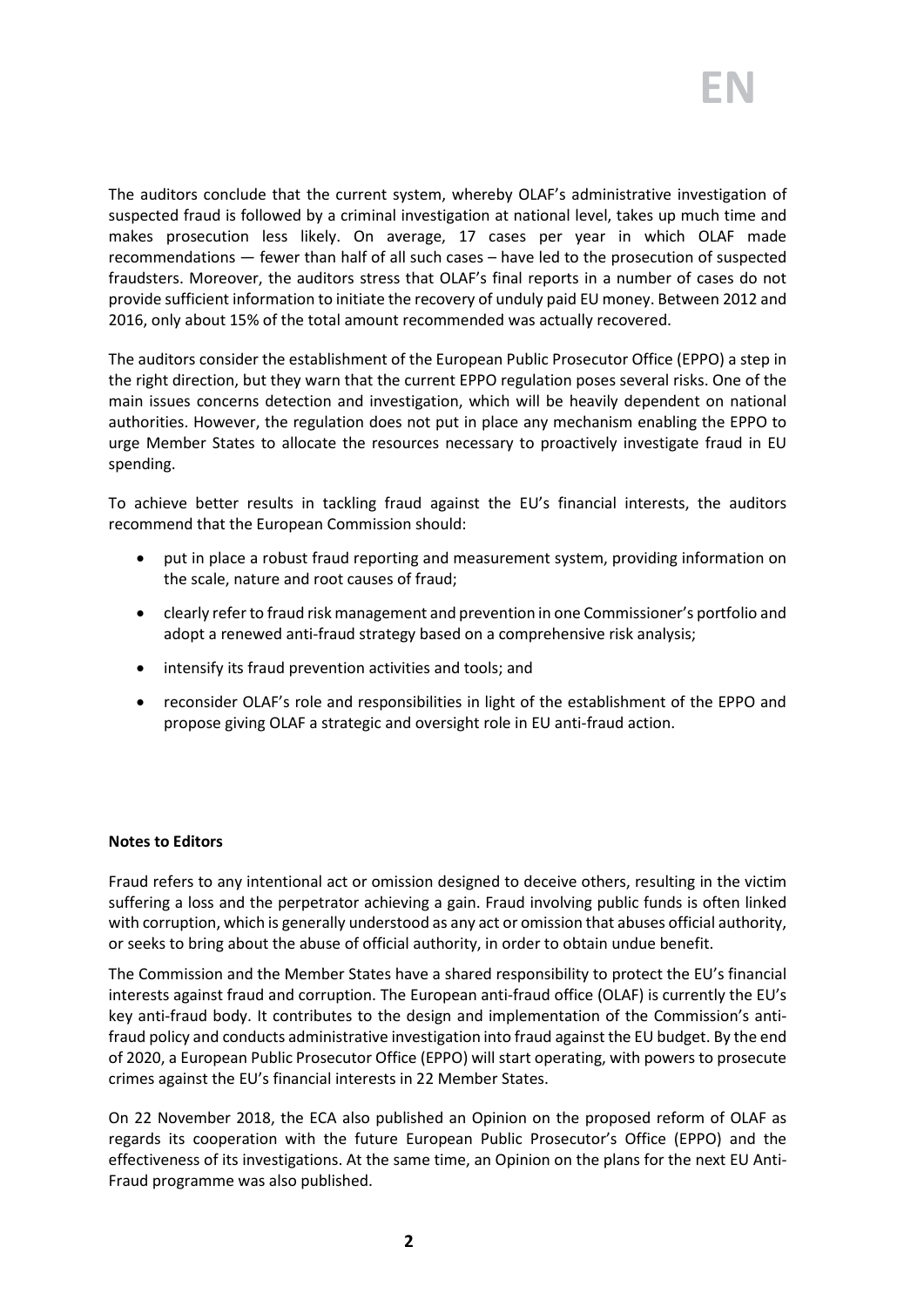The auditors conclude that the current system, whereby OLAF's administrative investigation of suspected fraud is followed by a criminal investigation at national level, takes up much time and makes prosecution less likely. On average, 17 cases per year in which OLAF made recommendations — fewer than half of all such cases – have led to the prosecution of suspected fraudsters. Moreover, the auditors stress that OLAF's final reports in a number of cases do not provide sufficient information to initiate the recovery of unduly paid EU money. Between 2012 and 2016, only about 15% of the total amount recommended was actually recovered.

The auditors consider the establishment of the European Public Prosecutor Office (EPPO) a step in the right direction, but they warn that the current EPPO regulation poses several risks. One of the main issues concerns detection and investigation, which will be heavily dependent on national authorities. However, the regulation does not put in place any mechanism enabling the EPPO to urge Member States to allocate the resources necessary to proactively investigate fraud in EU spending.

To achieve better results in tackling fraud against the EU's financial interests, the auditors recommend that the European Commission should:

- put in place a robust fraud reporting and measurement system, providing information on the scale, nature and root causes of fraud;
- clearly refer to fraud risk management and prevention in one Commissioner's portfolio and adopt a renewed anti-fraud strategy based on a comprehensive risk analysis;
- intensify its fraud prevention activities and tools; and
- reconsider OLAF's role and responsibilities in light of the establishment of the EPPO and propose giving OLAF a strategic and oversight role in EU anti-fraud action.

**Notes to Editors**

Fraud refers to any intentional act or omission designed to deceive others, resulting in the victim suffering a loss and the perpetrator achieving a gain. Fraud involving public funds is often linked with corruption, which is generally understood as any act or omission that abuses official authority, or seeks to bring about the abuse of official authority, in order to obtain undue benefit.

The Commission and the Member States have a shared responsibility to protect the EU's financial interests against fraud and corruption. The European anti-fraud office (OLAF) is currently the EU's key anti-fraud body. It contributes to the design and implementation of the Commission's anti-fraud policy and conducts administrative investigation into fraud against the EU budget. By the end of 2020, a European Public Prosecutor Office (EPPO) will start operating, with powers to prosecute crimes against the EU's financial interests in 22 Member States.

On 22 November 2018, the ECA also published an Opinion on the proposed reform of OLAF as regards its cooperation with the future European Public Prosecutor's Office (EPPO) and the effectiveness of its investigations. At the same time, an Opinion on the plans for the next EU Anti-Fraud programme was also published.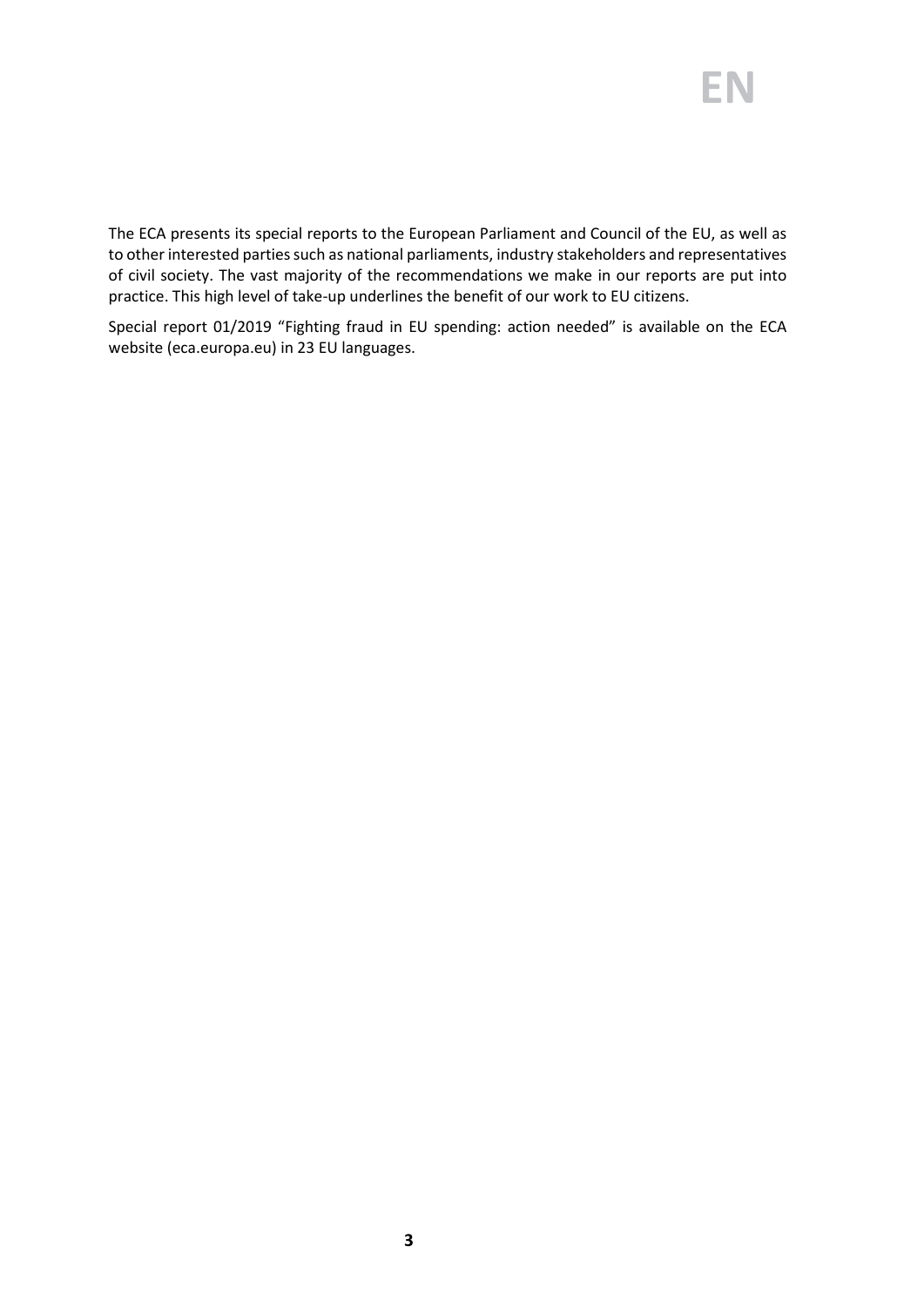EN

The ECA presents its special reports to the European Parliament and Council of the EU, as well as to other interested parties such as national parliaments, industry stakeholders and representatives of civil society. The vast majority of the recommendations we make in our reports are put into practice. This high level of take-up underlines the benefit of our work to EU citizens.

Special report 01/2019 "Fighting fraud in EU spending: action needed" is available on the ECA website (eca.europa.eu) in 23 EU languages.